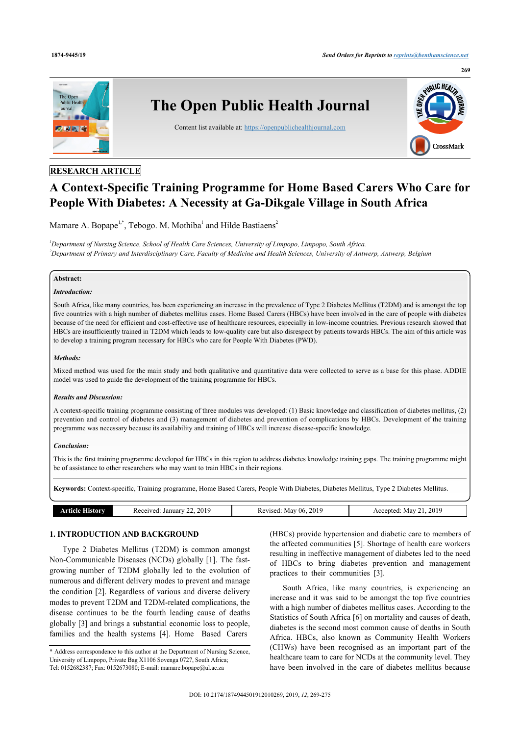RESEARCH ARTICLE

# A Context-Specific Training Programme for Home Based Carers Who Care for People With Diabetes: A Necessity at Ga-Dikgale Village in South Africa

Mamare A. Bopape[1,*], Tebogo. M. Mothiba[1] and Hilde Bastiaens[2]

[1]*Department of Nursing Science, School of Health Care Sciences, University of Limpopo, Limpopo, South Africa.*
[2]*Department of Primary and Interdisciplinary Care, Faculty of Medicine and Health Sciences, University of Antwerp, Antwerp, Belgium*

**Abstract:**

***Introduction:***

South Africa, like many countries, has been experiencing an increase in the prevalence of Type 2 Diabetes Mellitus (T2DM) and is amongst the top five countries with a high number of diabetes mellitus cases. Home Based Carers (HBCs) have been involved in the care of people with diabetes because of the need for efficient and cost-effective use of healthcare resources, especially in low-income countries. Previous research showed that HBCs are insufficiently trained in T2DM which leads to low-quality care but also disrespect by patients towards HBCs. The aim of this article was to develop a training program necessary for HBCs who care for People With Diabetes (PWD).

***Methods:***

Mixed method was used for the main study and both qualitative and quantitative data were collected to serve as a base for this phase. ADDIE model was used to guide the development of the training programme for HBCs.

***Results and Discussion:***

A context-specific training programme consisting of three modules was developed: (1) Basic knowledge and classification of diabetes mellitus, (2) prevention and control of diabetes and (3) management of diabetes and prevention of complications by HBCs. Development of the training programme was necessary because its availability and training of HBCs will increase disease-specific knowledge.

***Conclusion:***

This is the first training programme developed for HBCs in this region to address diabetes knowledge training gaps. The training programme might be of assistance to other researchers who may want to train HBCs in their regions.

**Keywords:** Context-specific, Training programme, Home Based Carers, People With Diabetes, Diabetes Mellitus, Type 2 Diabetes Mellitus.

| Article History | Received: January 22, 2019 | Revised: May 06, 2019 | Accepted: May 21, 2019 |
|---|---|---|---|

## 1. INTRODUCTION AND BACKGROUND

Type 2 Diabetes Mellitus (T2DM) is common amongst Non-Communicable Diseases (NCDs) globally [1]. The fast-growing number of T2DM globally led to the evolution of numerous and different delivery modes to prevent and manage the condition [2]. Regardless of various and diverse delivery modes to prevent T2DM and T2DM-related complications, the disease continues to be the fourth leading cause of deaths globally [3] and brings a substantial economic loss to people, families and the health systems [4]. Home Based Carers (HBCs) provide hypertension and diabetic care to members of the affected communities [5]. Shortage of health care workers resulting in ineffective management of diabetes led to the need of HBCs to bring diabetes prevention and management practices to their communities [3].

South Africa, like many countries, is experiencing an increase and it was said to be amongst the top five countries with a high number of diabetes mellitus cases. According to the Statistics of South Africa [6] on mortality and causes of death, diabetes is the second most common cause of deaths in South Africa. HBCs, also known as Community Health Workers (CHWs) have been recognised as an important part of the healthcare team to care for NCDs at the community level. They have been involved in the care of diabetes mellitus because

\* Address correspondence to this author at the Department of Nursing Science, University of Limpopo, Private Bag X1106 Sovenga 0727, South Africa; Tel: 0152682387; Fax: 0152673080; E-mail: mamare.bopape@ul.ac.za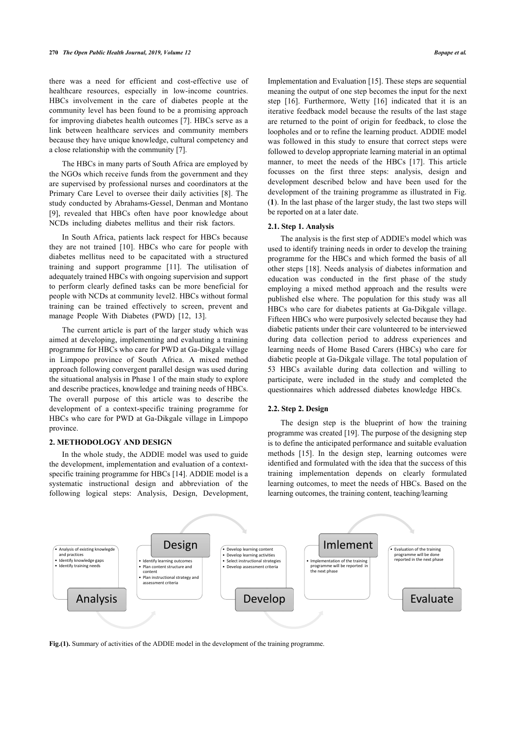there was a need for efficient and cost-effective use of healthcare resources, especially in low-income countries. HBCs involvement in the care of diabetes people at the community level has been found to be a promising approach for improving diabetes health outcomes [7]. HBCs serve as a link between healthcare services and community members because they have unique knowledge, cultural competency and a close relationship with the community [7].

The HBCs in many parts of South Africa are employed by the NGOs which receive funds from the government and they are supervised by professional nurses and coordinators at the Primary Care Level to oversee their daily activities [8]. The study conducted by Abrahams-Gessel, Denman and Montano [9], revealed that HBCs often have poor knowledge about NCDs including diabetes mellitus and their risk factors.

In South Africa, patients lack respect for HBCs because they are not trained [10]. HBCs who care for people with diabetes mellitus need to be capacitated with a structured training and support programme [11]. The utilisation of adequately trained HBCs with ongoing supervision and support to perform clearly defined tasks can be more beneficial for people with NCDs at community level2. HBCs without formal training can be trained effectively to screen, prevent and manage People With Diabetes (PWD) [12, 13].

The current article is part of the larger study which was aimed at developing, implementing and evaluating a training programme for HBCs who care for PWD at Ga-Dikgale village in Limpopo province of South Africa. A mixed method approach following convergent parallel design was used during the situational analysis in Phase 1 of the main study to explore and describe practices, knowledge and training needs of HBCs. The overall purpose of this article was to describe the development of a context-specific training programme for HBCs who care for PWD at Ga-Dikgale village in Limpopo province.

## 2. METHODOLOGY AND DESIGN

In the whole study, the ADDIE model was used to guide the development, implementation and evaluation of a context-specific training programme for HBCs [14]. ADDIE model is a systematic instructional design and abbreviation of the following logical steps: Analysis, Design, Development, Implementation and Evaluation [15]. These steps are sequential meaning the output of one step becomes the input for the next step [16]. Furthermore, Wetty [16] indicated that it is an iterative feedback model because the results of the last stage are returned to the point of origin for feedback, to close the loopholes and or to refine the learning product. ADDIE model was followed in this study to ensure that correct steps were followed to develop appropriate learning material in an optimal manner, to meet the needs of the HBCs [17]. This article focusses on the first three steps: analysis, design and development described below and have been used for the development of the training programme as illustrated in Fig. (**1**). In the last phase of the larger study, the last two steps will be reported on at a later date.

### 2.1. Step 1. Analysis

The analysis is the first step of ADDIE's model which was used to identify training needs in order to develop the training programme for the HBCs and which formed the basis of all other steps [18]. Needs analysis of diabetes information and education was conducted in the first phase of the study employing a mixed method approach and the results were published else where. The population for this study was all HBCs who care for diabetes patients at Ga-Dikgale village. Fifteen HBCs who were purposively selected because they had diabetic patients under their care volunteered to be interviewed during data collection period to address experiences and learning needs of Home Based Carers (HBCs) who care for diabetic people at Ga-Dikgale village. The total population of 53 HBCs available during data collection and willing to participate, were included in the study and completed the questionnaires which addressed diabetes knowledge HBCs.

### 2.2. Step 2. Design

The design step is the blueprint of how the training programme was created [19]. The purpose of the designing step is to define the anticipated performance and suitable evaluation methods [15]. In the design step, learning outcomes were identified and formulated with the idea that the success of this training implementation depends on clearly formulated learning outcomes, to meet the needs of HBCs. Based on the learning outcomes, the training content, teaching/learning

- Analysis of existing knowlegde and practices
- Identify knowledge gaps
- Identify training needs

Analysis

Design

- Identify learning outcomes
- Plan content structure and content
- Plan instructional strategy and assessment criteria

- Develop learning content
- Develop learning activities
- Select instructional strategies
- Develop assessment criteria

Develop

Imlement

- Implementation of the training programme will be reported in the next phase

- Evaluation of the training programme will be done reported in the next phase

Evaluate

**Fig.(1).** Summary of activities of the ADDIE model in the development of the training programme.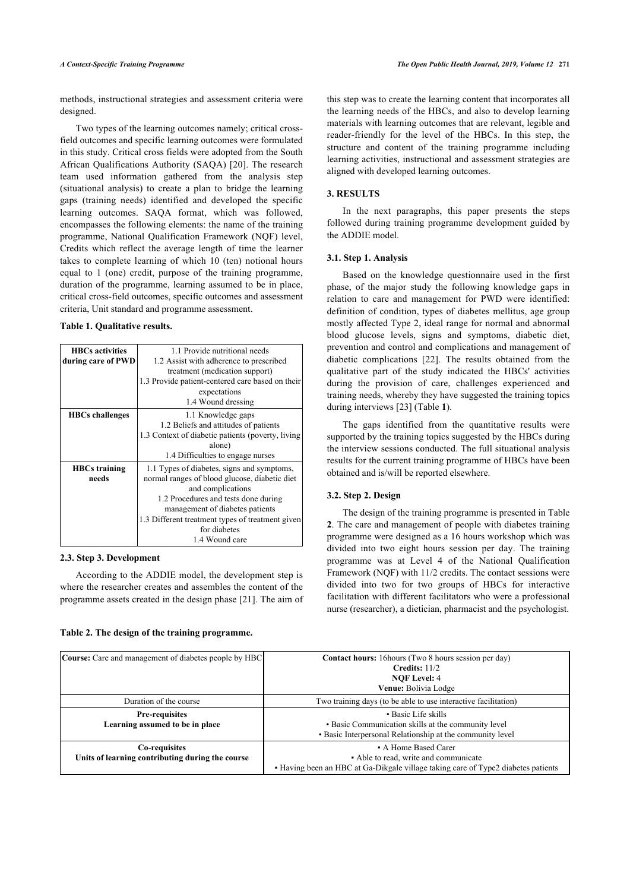methods, instructional strategies and assessment criteria were designed.

Two types of the learning outcomes namely; critical cross-field outcomes and specific learning outcomes were formulated in this study. Critical cross fields were adopted from the South African Qualifications Authority (SAQA) [20]. The research team used information gathered from the analysis step (situational analysis) to create a plan to bridge the learning gaps (training needs) identified and developed the specific learning outcomes. SAQA format, which was followed, encompasses the following elements: the name of the training programme, National Qualification Framework (NQF) level, Credits which reflect the average length of time the learner takes to complete learning of which 10 (ten) notional hours equal to 1 (one) credit, purpose of the training programme, duration of the programme, learning assumed to be in place, critical cross-field outcomes, specific outcomes and assessment criteria, Unit standard and programme assessment.

**Table 1. Qualitative results.**

| | |
|---|---|
| **HBCs activities during care of PWD** | 1.1 Provide nutritional needs<br>1.2 Assist with adherence to prescribed treatment (medication support)<br>1.3 Provide patient-centered care based on their expectations<br>1.4 Wound dressing |
| **HBCs challenges** | 1.1 Knowledge gaps<br>1.2 Beliefs and attitudes of patients<br>1.3 Context of diabetic patients (poverty, living alone)<br>1.4 Difficulties to engage nurses |
| **HBCs training needs** | 1.1 Types of diabetes, signs and symptoms, normal ranges of blood glucose, diabetic diet and complications<br>1.2 Procedures and tests done during management of diabetes patients<br>1.3 Different treatment types of treatment given for diabetes<br>1.4 Wound care |

### 2.3. Step 3. Development

According to the ADDIE model, the development step is where the researcher creates and assembles the content of the programme assets created in the design phase [21]. The aim of this step was to create the learning content that incorporates all the learning needs of the HBCs, and also to develop learning materials with learning outcomes that are relevant, legible and reader-friendly for the level of the HBCs. In this step, the structure and content of the training programme including learning activities, instructional and assessment strategies are aligned with developed learning outcomes.

## 3. RESULTS

In the next paragraphs, this paper presents the steps followed during training programme development guided by the ADDIE model.

### 3.1. Step 1. Analysis

Based on the knowledge questionnaire used in the first phase, of the major study the following knowledge gaps in relation to care and management for PWD were identified: definition of condition, types of diabetes mellitus, age group mostly affected Type 2, ideal range for normal and abnormal blood glucose levels, signs and symptoms, diabetic diet, prevention and control and complications and management of diabetic complications [22]. The results obtained from the qualitative part of the study indicated the HBCs' activities during the provision of care, challenges experienced and training needs, whereby they have suggested the training topics during interviews [23] (Table **1**).

The gaps identified from the quantitative results were supported by the training topics suggested by the HBCs during the interview sessions conducted. The full situational analysis results for the current training programme of HBCs have been obtained and is/will be reported elsewhere.

### 3.2. Step 2. Design

The design of the training programme is presented in Table **2**. The care and management of people with diabetes training programme were designed as a 16 hours workshop which was divided into two eight hours session per day. The training programme was at Level 4 of the National Qualification Framework (NQF) with 11/2 credits. The contact sessions were divided into two for two groups of HBCs for interactive facilitation with different facilitators who were a professional nurse (researcher), a dietician, pharmacist and the psychologist.

**Table 2. The design of the training programme.**

| **Course:** Care and management of diabetes people by HBC | **Contact hours:** 16hours (Two 8 hours session per day)<br>**Credits:** 11/2<br>**NQF Level:** 4<br>**Venue:** Bolivia Lodge |
|---|---|
| Duration of the course | Two training days (to be able to use interactive facilitation) |
| **Pre-requisites**<br>**Learning assumed to be in place** | • Basic Life skills<br>• Basic Communication skills at the community level<br>• Basic Interpersonal Relationship at the community level |
| **Co-requisites**<br>**Units of learning contributing during the course** | • A Home Based Carer<br>• Able to read, write and communicate<br>• Having been an HBC at Ga-Dikgale village taking care of Type2 diabetes patients |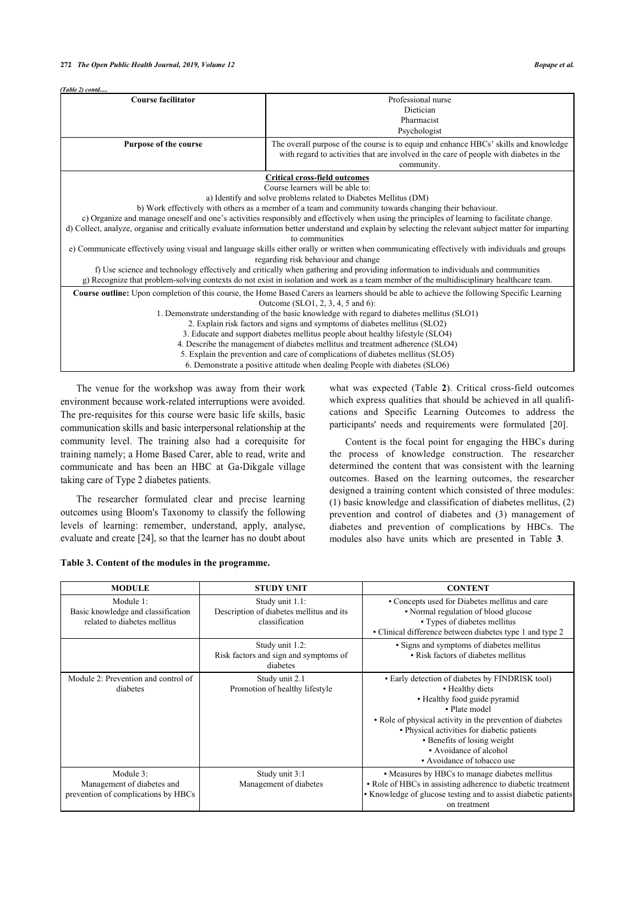*(Table 2) contd.....*

| Course facilitator | Professional nurse<br>Dietician<br>Pharmacist<br>Psychologist |
|---|---|
| **Purpose of the course** | The overall purpose of the course is to equip and enhance HBCs' skills and knowledge with regard to activities that are involved in the care of people with diabetes in the community. |
| **Critical cross-field outcomes**<br>Course learners will be able to:<br>a) Identify and solve problems related to Diabetes Mellitus (DM)<br>b) Work effectively with others as a member of a team and community towards changing their behaviour.<br>c) Organize and manage oneself and one's activities responsibly and effectively when using the principles of learning to facilitate change.<br>d) Collect, analyze, organise and critically evaluate information better understand and explain by selecting the relevant subject matter for imparting to communities<br>e) Communicate effectively using visual and language skills either orally or written when communicating effectively with individuals and groups regarding risk behaviour and change<br>f) Use science and technology effectively and critically when gathering and providing information to individuals and communities<br>g) Recognize that problem-solving contexts do not exist in isolation and work as a team member of the multidisciplinary healthcare team. | |
| **Course outline:** Upon completion of this course, the Home Based Carers as learners should be able to achieve the following Specific Learning Outcome (SLO1, 2, 3, 4, 5 and 6):<br>1. Demonstrate understanding of the basic knowledge with regard to diabetes mellitus (SLO1)<br>2. Explain risk factors and signs and symptoms of diabetes mellitus (SLO2)<br>3. Educate and support diabetes mellitus people about healthy lifestyle (SLO4)<br>4. Describe the management of diabetes mellitus and treatment adherence (SLO4)<br>5. Explain the prevention and care of complications of diabetes mellitus (SLO5)<br>6. Demonstrate a positive attitude when dealing People with diabetes (SLO6) | |

The venue for the workshop was away from their work environment because work-related interruptions were avoided. The pre-requisites for this course were basic life skills, basic communication skills and basic interpersonal relationship at the community level. The training also had a corequisite for training namely; a Home Based Carer, able to read, write and communicate and has been an HBC at Ga-Dikgale village taking care of Type 2 diabetes patients.

The researcher formulated clear and precise learning outcomes using Bloom's Taxonomy to classify the following levels of learning: remember, understand, apply, analyse, evaluate and create [24], so that the learner has no doubt about what was expected (Table **2**). Critical cross-field outcomes which express qualities that should be achieved in all qualifications and Specific Learning Outcomes to address the participants' needs and requirements were formulated [20].

Content is the focal point for engaging the HBCs during the process of knowledge construction. The researcher determined the content that was consistent with the learning outcomes. Based on the learning outcomes, the researcher designed a training content which consisted of three modules: (1) basic knowledge and classification of diabetes mellitus, (2) prevention and control of diabetes and (3) management of diabetes and prevention of complications by HBCs. The modules also have units which are presented in Table **3**.

**Table 3. Content of the modules in the programme.**

| MODULE | STUDY UNIT | CONTENT |
|---|---|---|
| Module 1:<br>Basic knowledge and classification related to diabetes mellitus | Study unit 1.1:<br>Description of diabetes mellitus and its classification | ▪ Concepts used for Diabetes mellitus and care<br>▪ Normal regulation of blood glucose<br>▪ Types of diabetes mellitus<br>▪ Clinical difference between diabetes type 1 and type 2 |
| | Study unit 1.2:<br>Risk factors and sign and symptoms of diabetes | ▪ Signs and symptoms of diabetes mellitus<br>▪ Risk factors of diabetes mellitus |
| Module 2: Prevention and control of diabetes | Study unit 2.1<br>Promotion of healthy lifestyle | ▪ Early detection of diabetes by FINDRISK tool)<br>▪ Healthy diets<br>▪ Healthy food guide pyramid<br>▪ Plate model<br>▪ Role of physical activity in the prevention of diabetes<br>▪ Physical activities for diabetic patients<br>▪ Benefits of losing weight<br>▪ Avoidance of alcohol<br>▪ Avoidance of tobacco use |
| Module 3:<br>Management of diabetes and prevention of complications by HBCs | Study unit 3:1<br>Management of diabetes | ▪ Measures by HBCs to manage diabetes mellitus<br>▪ Role of HBCs in assisting adherence to diabetic treatment<br>▪ Knowledge of glucose testing and to assist diabetic patients on treatment |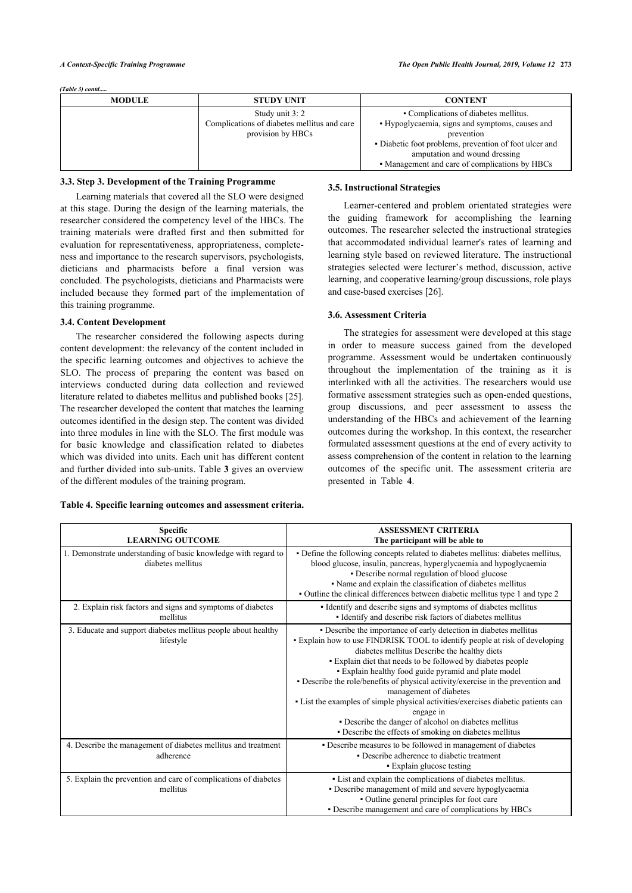*(Table 3) contd.....*

| MODULE | STUDY UNIT | CONTENT |
|---|---|---|
| | Study unit 3: 2<br>Complications of diabetes mellitus and care provision by HBCs | ▪ Complications of diabetes mellitus.<br>▪ Hypoglycaemia, signs and symptoms, causes and prevention<br>▪ Diabetic foot problems, prevention of foot ulcer and amputation and wound dressing<br>▪ Management and care of complications by HBCs |

### 3.3. Step 3. Development of the Training Programme

Learning materials that covered all the SLO were designed at this stage. During the design of the learning materials, the researcher considered the competency level of the HBCs. The training materials were drafted first and then submitted for evaluation for representativeness, appropriateness, completeness and importance to the research supervisors, psychologists, dieticians and pharmacists before a final version was concluded. The psychologists, dieticians and Pharmacists were included because they formed part of the implementation of this training programme.

### 3.4. Content Development

The researcher considered the following aspects during content development: the relevancy of the content included in the specific learning outcomes and objectives to achieve the SLO. The process of preparing the content was based on interviews conducted during data collection and reviewed literature related to diabetes mellitus and published books [25]. The researcher developed the content that matches the learning outcomes identified in the design step. The content was divided into three modules in line with the SLO. The first module was for basic knowledge and classification related to diabetes which was divided into units. Each unit has different content and further divided into sub-units. Table **3** gives an overview of the different modules of the training program.

### 3.5. Instructional Strategies

Learner-centered and problem orientated strategies were the guiding framework for accomplishing the learning outcomes. The researcher selected the instructional strategies that accommodated individual learner's rates of learning and learning style based on reviewed literature. The instructional strategies selected were lecturer's method, discussion, active learning, and cooperative learning/group discussions, role plays and case-based exercises [26].

### 3.6. Assessment Criteria

The strategies for assessment were developed at this stage in order to measure success gained from the developed programme. Assessment would be undertaken continuously throughout the implementation of the training as it is interlinked with all the activities. The researchers would use formative assessment strategies such as open-ended questions, group discussions, and peer assessment to assess the understanding of the HBCs and achievement of the learning outcomes during the workshop. In this context, the researcher formulated assessment questions at the end of every activity to assess comprehension of the content in relation to the learning outcomes of the specific unit. The assessment criteria are presented in Table **4**.

**Table 4. Specific learning outcomes and assessment criteria.**

| Specific<br>LEARNING OUTCOME | ASSESSMENT CRITERIA<br>The participant will be able to |
|---|---|
| 1. Demonstrate understanding of basic knowledge with regard to diabetes mellitus | ▪ Define the following concepts related to diabetes mellitus: diabetes mellitus, blood glucose, insulin, pancreas, hyperglycaemia and hypoglycaemia<br>▪ Describe normal regulation of blood glucose<br>▪ Name and explain the classification of diabetes mellitus<br>▪ Outline the clinical differences between diabetic mellitus type 1 and type 2 |
| 2. Explain risk factors and signs and symptoms of diabetes mellitus | ▪ Identify and describe signs and symptoms of diabetes mellitus<br>▪ Identify and describe risk factors of diabetes mellitus |
| 3. Educate and support diabetes mellitus people about healthy lifestyle | ▪ Describe the importance of early detection in diabetes mellitus<br>▪ Explain how to use FINDRISK TOOL to identify people at risk of developing diabetes mellitus Describe the healthy diets<br>▪ Explain diet that needs to be followed by diabetes people<br>▪ Explain healthy food guide pyramid and plate model<br>▪ Describe the role/benefits of physical activity/exercise in the prevention and management of diabetes<br>▪ List the examples of simple physical activities/exercises diabetic patients can engage in<br>▪ Describe the danger of alcohol on diabetes mellitus<br>▪ Describe the effects of smoking on diabetes mellitus |
| 4. Describe the management of diabetes mellitus and treatment adherence | ▪ Describe measures to be followed in management of diabetes<br>▪ Describe adherence to diabetic treatment<br>▪ Explain glucose testing |
| 5. Explain the prevention and care of complications of diabetes mellitus | ▪ List and explain the complications of diabetes mellitus.<br>▪ Describe management of mild and severe hypoglycaemia<br>▪ Outline general principles for foot care<br>▪ Describe management and care of complications by HBCs |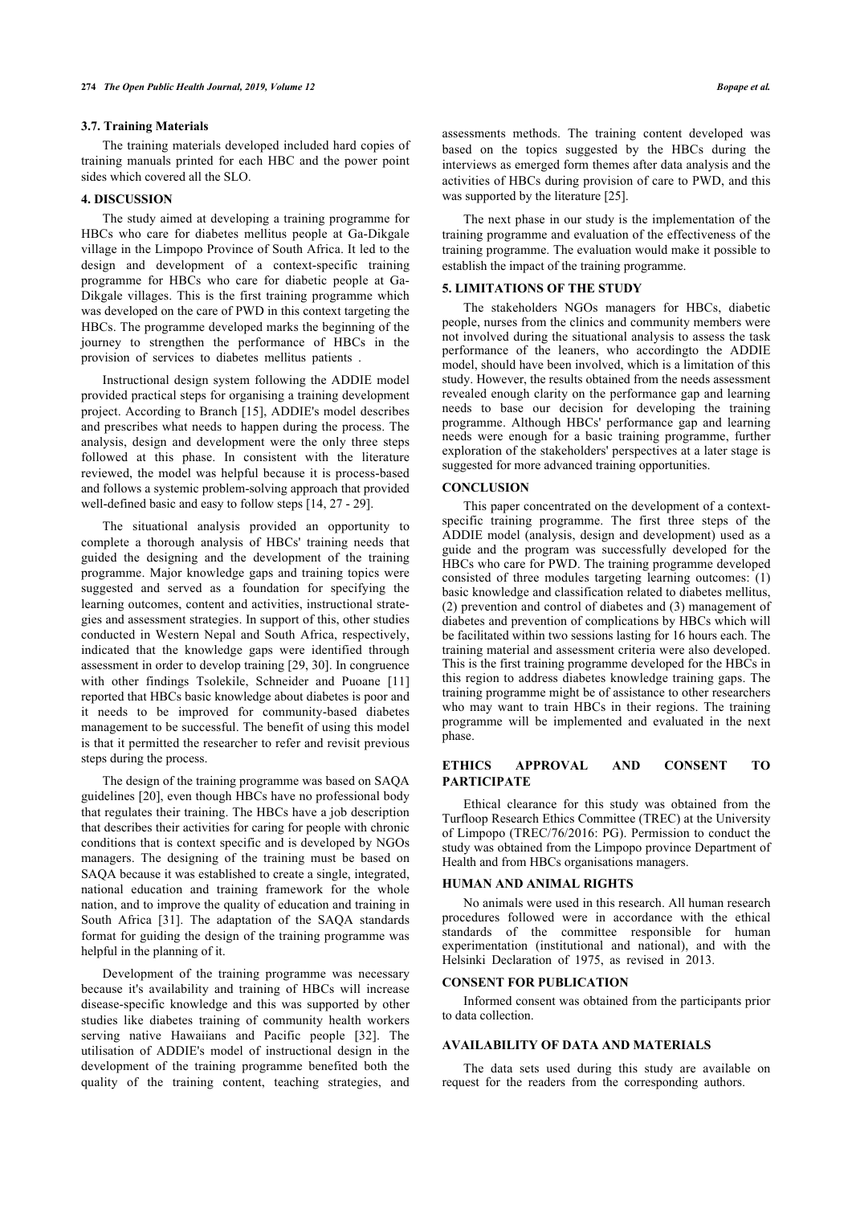### 3.7. Training Materials

The training materials developed included hard copies of training manuals printed for each HBC and the power point sides which covered all the SLO.

## 4. DISCUSSION

The study aimed at developing a training programme for HBCs who care for diabetes mellitus people at Ga-Dikgale village in the Limpopo Province of South Africa. It led to the design and development of a context-specific training programme for HBCs who care for diabetic people at Ga-Dikgale villages. This is the first training programme which was developed on the care of PWD in this context targeting the HBCs. The programme developed marks the beginning of the journey to strengthen the performance of HBCs in the provision of services to diabetes mellitus patients .

Instructional design system following the ADDIE model provided practical steps for organising a training development project. According to Branch [15], ADDIE's model describes and prescribes what needs to happen during the process. The analysis, design and development were the only three steps followed at this phase. In consistent with the literature reviewed, the model was helpful because it is process-based and follows a systemic problem-solving approach that provided well-defined basic and easy to follow steps [14, 27 - 29].

The situational analysis provided an opportunity to complete a thorough analysis of HBCs' training needs that guided the designing and the development of the training programme. Major knowledge gaps and training topics were suggested and served as a foundation for specifying the learning outcomes, content and activities, instructional strategies and assessment strategies. In support of this, other studies conducted in Western Nepal and South Africa, respectively, indicated that the knowledge gaps were identified through assessment in order to develop training [29, 30]. In congruence with other findings Tsolekile, Schneider and Puoane [11] reported that HBCs basic knowledge about diabetes is poor and it needs to be improved for community-based diabetes management to be successful. The benefit of using this model is that it permitted the researcher to refer and revisit previous steps during the process.

The design of the training programme was based on SAQA guidelines [20], even though HBCs have no professional body that regulates their training. The HBCs have a job description that describes their activities for caring for people with chronic conditions that is context specific and is developed by NGOs managers. The designing of the training must be based on SAQA because it was established to create a single, integrated, national education and training framework for the whole nation, and to improve the quality of education and training in South Africa [31]. The adaptation of the SAQA standards format for guiding the design of the training programme was helpful in the planning of it.

Development of the training programme was necessary because it's availability and training of HBCs will increase disease-specific knowledge and this was supported by other studies like diabetes training of community health workers serving native Hawaiians and Pacific people [32]. The utilisation of ADDIE's model of instructional design in the development of the training programme benefited both the quality of the training content, teaching strategies, and assessments methods. The training content developed was based on the topics suggested by the HBCs during the interviews as emerged form themes after data analysis and the activities of HBCs during provision of care to PWD, and this was supported by the literature [25].

The next phase in our study is the implementation of the training programme and evaluation of the effectiveness of the training programme. The evaluation would make it possible to establish the impact of the training programme.

## 5. LIMITATIONS OF THE STUDY

The stakeholders NGOs managers for HBCs, diabetic people, nurses from the clinics and community members were not involved during the situational analysis to assess the task performance of the leaners, who accordingto the ADDIE model, should have been involved, which is a limitation of this study. However, the results obtained from the needs assessment revealed enough clarity on the performance gap and learning needs to base our decision for developing the training programme. Although HBCs' performance gap and learning needs were enough for a basic training programme, further exploration of the stakeholders' perspectives at a later stage is suggested for more advanced training opportunities.

## CONCLUSION

This paper concentrated on the development of a context-specific training programme. The first three steps of the ADDIE model (analysis, design and development) used as a guide and the program was successfully developed for the HBCs who care for PWD. The training programme developed consisted of three modules targeting learning outcomes: (1) basic knowledge and classification related to diabetes mellitus, (2) prevention and control of diabetes and (3) management of diabetes and prevention of complications by HBCs which will be facilitated within two sessions lasting for 16 hours each. The training material and assessment criteria were also developed. This is the first training programme developed for the HBCs in this region to address diabetes knowledge training gaps. The training programme might be of assistance to other researchers who may want to train HBCs in their regions. The training programme will be implemented and evaluated in the next phase.

## ETHICS APPROVAL AND CONSENT TO PARTICIPATE

Ethical clearance for this study was obtained from the Turfloop Research Ethics Committee (TREC) at the University of Limpopo (TREC/76/2016: PG). Permission to conduct the study was obtained from the Limpopo province Department of Health and from HBCs organisations managers.

## HUMAN AND ANIMAL RIGHTS

No animals were used in this research. All human research procedures followed were in accordance with the ethical standards of the committee responsible for human experimentation (institutional and national), and with the Helsinki Declaration of 1975, as revised in 2013.

## CONSENT FOR PUBLICATION

Informed consent was obtained from the participants prior to data collection.

## AVAILABILITY OF DATA AND MATERIALS

The data sets used during this study are available on request for the readers from the corresponding authors.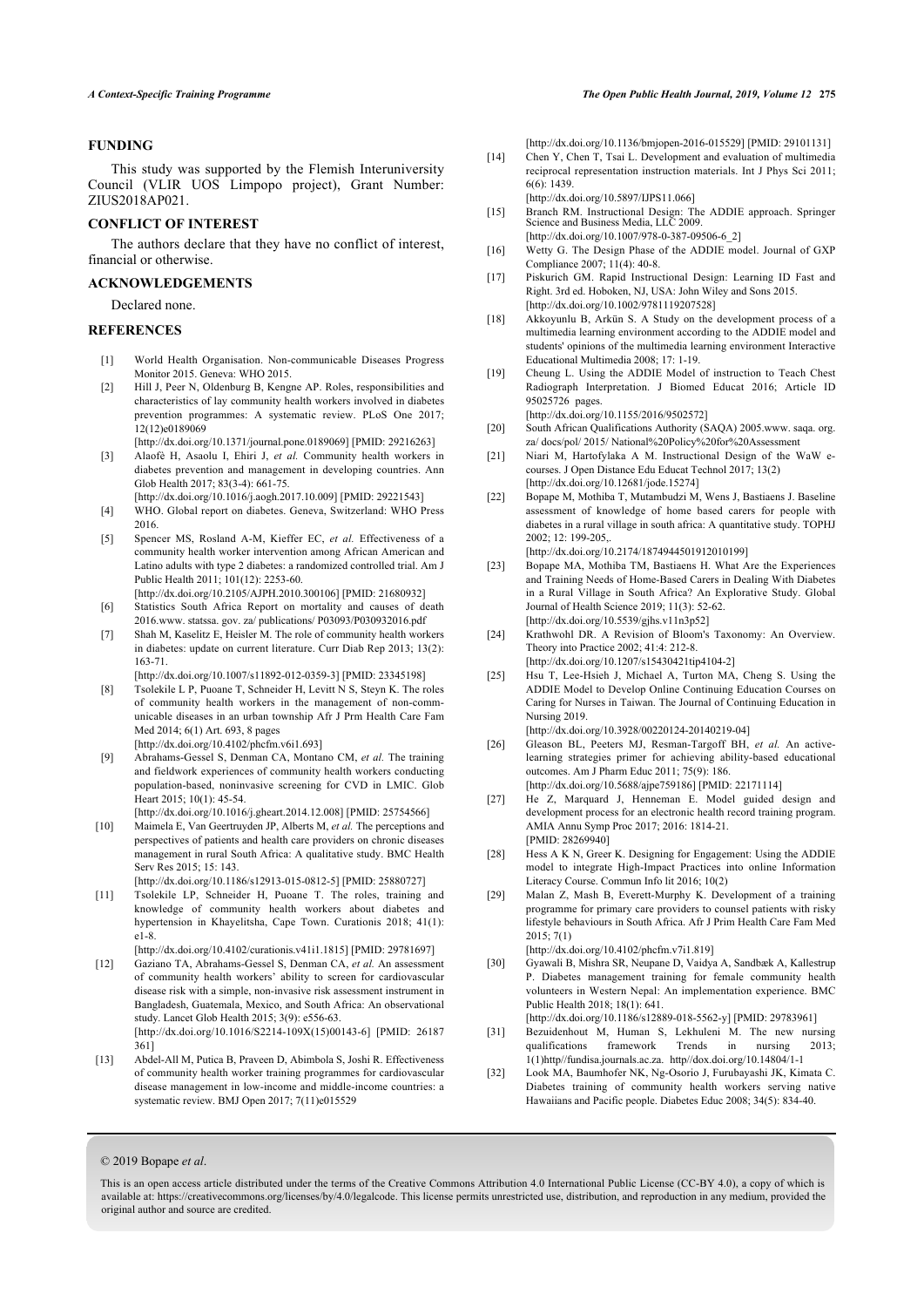## FUNDING

This study was supported by the Flemish Interuniversity Council (VLIR UOS Limpopo project), Grant Number: ZIUS2018AP021.

## CONFLICT OF INTEREST

The authors declare that they have no conflict of interest, financial or otherwise.

## ACKNOWLEDGEMENTS

Declared none.

## REFERENCES

[1] World Health Organisation. Non-communicable Diseases Progress Monitor 2015. Geneva: WHO 2015.

[2] Hill J, Peer N, Oldenburg B, Kengne AP. Roles, responsibilities and characteristics of lay community health workers involved in diabetes prevention programmes: A systematic review. PLoS One 2017; 12(12)e0189069
[http://dx.doi.org/10.1371/journal.pone.0189069] [PMID: 29216263]

[3] Alaofè H, Asaolu I, Ehiri J, *et al.* Community health workers in diabetes prevention and management in developing countries. Ann Glob Health 2017; 83(3-4): 661-75.
[http://dx.doi.org/10.1016/j.aogh.2017.10.009] [PMID: 29221543]

[4] WHO. Global report on diabetes. Geneva, Switzerland: WHO Press 2016.

[5] Spencer MS, Rosland A-M, Kieffer EC, *et al.* Effectiveness of a community health worker intervention among African American and Latino adults with type 2 diabetes: a randomized controlled trial. Am J Public Health 2011; 101(12): 2253-60.
[http://dx.doi.org/10.2105/AJPH.2010.300106] [PMID: 21680932]

[6] Statistics South Africa Report on mortality and causes of death 2016.www. statssa. gov. za/ publications/ P03093/P030932016.pdf

[7] Shah M, Kaselitz E, Heisler M. The role of community health workers in diabetes: update on current literature. Curr Diab Rep 2013; 13(2): 163-71.
[http://dx.doi.org/10.1007/s11892-012-0359-3] [PMID: 23345198]

[8] Tsolekile L P, Puoane T, Schneider H, Levitt N S, Steyn K. The roles of community health workers in the management of non-communicable diseases in an urban township Afr J Prm Health Care Fam Med 2014; 6(1) Art. 693, 8 pages
[http://dx.doi.org/10.4102/phcfm.v6i1.693]

[9] Abrahams-Gessel S, Denman CA, Montano CM, *et al.* The training and fieldwork experiences of community health workers conducting population-based, noninvasive screening for CVD in LMIC. Glob Heart 2015; 10(1): 45-54.
[http://dx.doi.org/10.1016/j.gheart.2014.12.008] [PMID: 25754566]

[10] Maimela E, Van Geertruyden JP, Alberts M, *et al.* The perceptions and perspectives of patients and health care providers on chronic diseases management in rural South Africa: A qualitative study. BMC Health Serv Res 2015; 15: 143.
[http://dx.doi.org/10.1186/s12913-015-0812-5] [PMID: 25880727]

[11] Tsolekile LP, Schneider H, Puoane T. The roles, training and knowledge of community health workers about diabetes and hypertension in Khayelitsha, Cape Town. Curationis 2018; 41(1): e1-8.
[http://dx.doi.org/10.4102/curationis.v41i1.1815] [PMID: 29781697]

[12] Gaziano TA, Abrahams-Gessel S, Denman CA, *et al.* An assessment of community health workers' ability to screen for cardiovascular disease risk with a simple, non-invasive risk assessment instrument in Bangladesh, Guatemala, Mexico, and South Africa: An observational study. Lancet Glob Health 2015; 3(9): e556-63.
[http://dx.doi.org/10.1016/S2214-109X(15)00143-6] [PMID: 26187361]

[13] Abdel-All M, Putica B, Praveen D, Abimbola S, Joshi R. Effectiveness of community health worker training programmes for cardiovascular disease management in low-income and middle-income countries: a systematic review. BMJ Open 2017; 7(11)e015529
[http://dx.doi.org/10.1136/bmjopen-2016-015529] [PMID: 29101131]

[14] Chen Y, Chen T, Tsai L. Development and evaluation of multimedia reciprocal representation instruction materials. Int J Phys Sci 2011; 6(6): 1439.
[http://dx.doi.org/10.5897/IJPS11.066]

[15] Branch RM. Instructional Design: The ADDIE approach. Springer Science and Business Media, LLC 2009.
[http://dx.doi.org/10.1007/978-0-387-09506-6_2]

[16] Wetty G. The Design Phase of the ADDIE model. Journal of GXP Compliance 2007; 11(4): 40-8.

[17] Piskurich GM. Rapid Instructional Design: Learning ID Fast and Right. 3rd ed. Hoboken, NJ, USA: John Wiley and Sons 2015.
[http://dx.doi.org/10.1002/9781119207528]

[18] Akkoyunlu B, Arkün S. A Study on the development process of a multimedia learning environment according to the ADDIE model and students' opinions of the multimedia learning environment Interactive Educational Multimedia 2008; 17: 1-19.

[19] Cheung L. Using the ADDIE Model of instruction to Teach Chest Radiograph Interpretation. J Biomed Educat 2016; Article ID 95025726 pages.
[http://dx.doi.org/10.1155/2016/9502572]

[20] South African Qualifications Authority (SAQA) 2005.www. saqa. org. za/ docs/pol/ 2015/ National%20Policy%20for%20Assessment

[21] Niari M, Hartofylaka A M. Instructional Design of the WaW e-courses. J Open Distance Edu Educat Technol 2017; 13(2)
[http://dx.doi.org/10.12681/jode.15274]

[22] Bopape M, Mothiba T, Mutambudzi M, Wens J, Bastiaens J. Baseline assessment of knowledge of home based carers for people with diabetes in a rural village in south africa: A quantitative study. TOPHJ 2002; 12: 199-205,.
[http://dx.doi.org/10.2174/1874944501912010199]

[23] Bopape MA, Mothiba TM, Bastiaens H. What Are the Experiences and Training Needs of Home-Based Carers in Dealing With Diabetes in a Rural Village in South Africa? An Explorative Study. Global Journal of Health Science 2019; 11(3): 52-62.
[http://dx.doi.org/10.5539/gjhs.v11n3p52]

[24] Krathwohl DR. A Revision of Bloom's Taxonomy: An Overview. Theory into Practice 2002; 41:4: 212-8.
[http://dx.doi.org/10.1207/s15430421tip4104-2]

[25] Hsu T, Lee-Hsieh J, Michael A, Turton MA, Cheng S. Using the ADDIE Model to Develop Online Continuing Education Courses on Caring for Nurses in Taiwan. The Journal of Continuing Education in Nursing 2019.
[http://dx.doi.org/10.3928/00220124-20140219-04]

[26] Gleason BL, Peeters MJ, Resman-Targoff BH, *et al.* An active-learning strategies primer for achieving ability-based educational outcomes. Am J Pharm Educ 2011; 75(9): 186.
[http://dx.doi.org/10.5688/ajpe759186] [PMID: 22171114]

[27] He Z, Marquard J, Henneman E. Model guided design and development process for an electronic health record training program. AMIA Annu Symp Proc 2017; 2016: 1814-21.
[PMID: 28269940]

[28] Hess A K N, Greer K. Designing for Engagement: Using the ADDIE model to integrate High-Impact Practices into online Information Literacy Course. Commun Info lit 2016; 10(2)

[29] Malan Z, Mash B, Everett-Murphy K. Development of a training programme for primary care providers to counsel patients with risky lifestyle behaviours in South Africa. Afr J Prim Health Care Fam Med 2015; 7(1)
[http://dx.doi.org/10.4102/phcfm.v7i1.819]

[30] Gyawali B, Mishra SR, Neupane D, Vaidya A, Sandbæk A, Kallestrup P. Diabetes management training for female community health volunteers in Western Nepal: An implementation experience. BMC Public Health 2018; 18(1): 641.
[http://dx.doi.org/10.1186/s12889-018-5562-y] [PMID: 29783961]

[31] Bezuidenhout M, Human S, Lekhuleni M. The new nursing qualifications framework Trends in nursing 2013; 1(1)http//fundisa.journals.ac.za. http//dox.doi.org/10.14804/1-1

[32] Look MA, Baumhofer NK, Ng-Osorio J, Furubayashi JK, Kimata C. Diabetes training of community health workers serving native Hawaiians and Pacific people. Diabetes Educ 2008; 34(5): 834-40.

© 2019 Bopape *et al*.

This is an open access article distributed under the terms of the Creative Commons Attribution 4.0 International Public License (CC-BY 4.0), a copy of which is available at: https://creativecommons.org/licenses/by/4.0/legalcode. This license permits unrestricted use, distribution, and reproduction in any medium, provided the original author and source are credited.